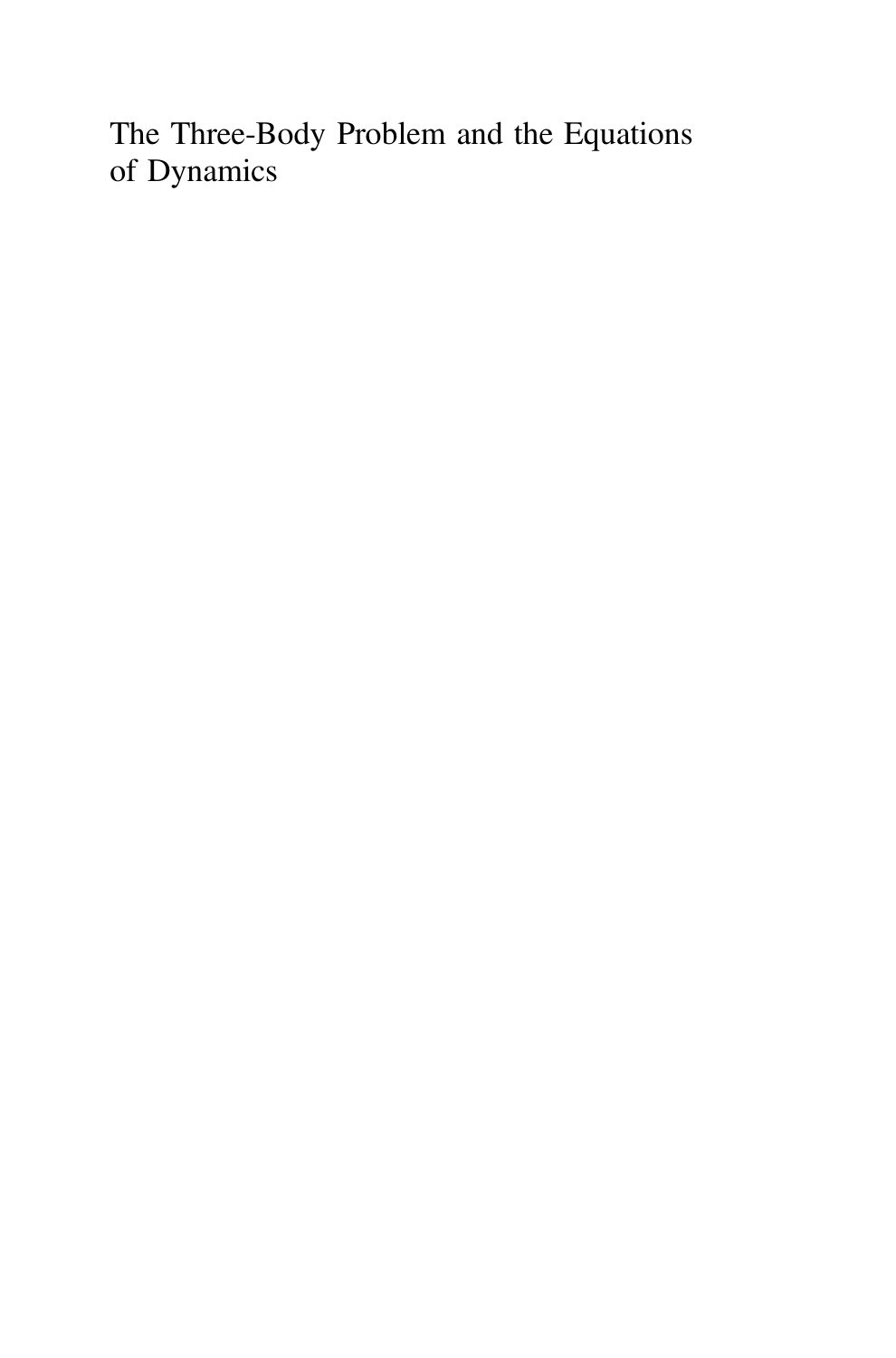# The Three-Body Problem and the Equations of Dynamics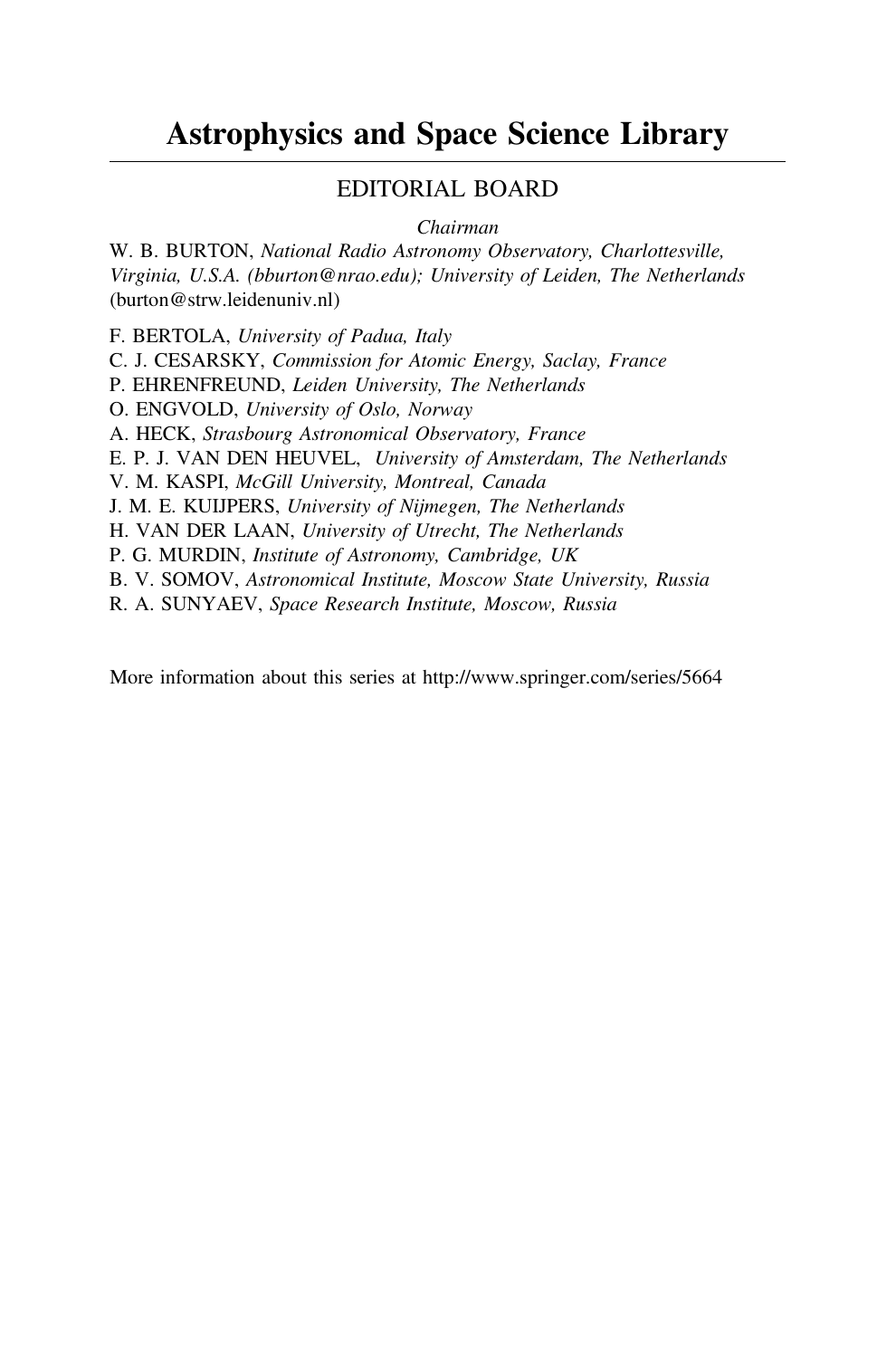# Astrophysics and Space Science Library

## EDITORIAL BOARD

*Chairman*

W. B. BURTON, *National Radio Astronomy Observatory, Charlottesville, Virginia, U.S.A. (bburton@nrao.edu); University of Leiden, The Netherlands* (burton@strw.leidenuniv.nl)

F. BERTOLA, *University of Padua, Italy*
C. J. CESARSKY, *Commission for Atomic Energy, Saclay, France*
P. EHRENFREUND, *Leiden University, The Netherlands*
O. ENGVOLD, *University of Oslo, Norway*
A. HECK, *Strasbourg Astronomical Observatory, France*
E. P. J. VAN DEN HEUVEL, *University of Amsterdam, The Netherlands*
V. M. KASPI, *McGill University, Montreal, Canada*
J. M. E. KUIJPERS, *University of Nijmegen, The Netherlands*
H. VAN DER LAAN, *University of Utrecht, The Netherlands*
P. G. MURDIN, *Institute of Astronomy, Cambridge, UK*
B. V. SOMOV, *Astronomical Institute, Moscow State University, Russia*
R. A. SUNYAEV, *Space Research Institute, Moscow, Russia*

More information about this series at http://www.springer.com/series/5664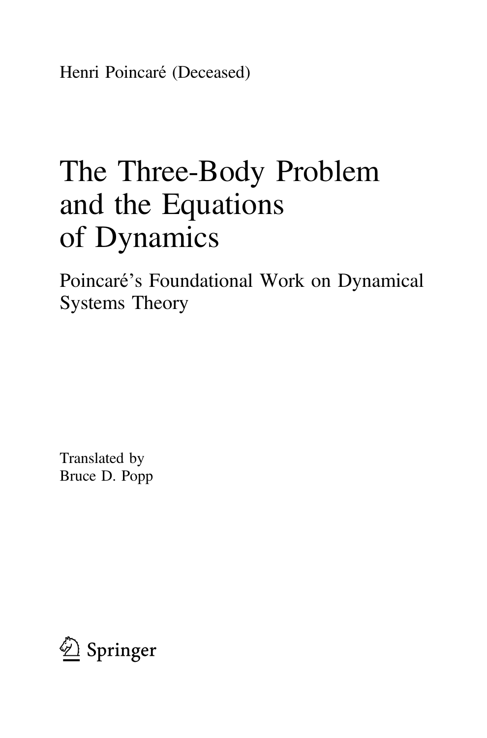Henri Poincaré (Deceased)

# The Three-Body Problem and the Equations of Dynamics

## Poincaré's Foundational Work on Dynamical Systems Theory

Translated by
Bruce D. Popp

Springer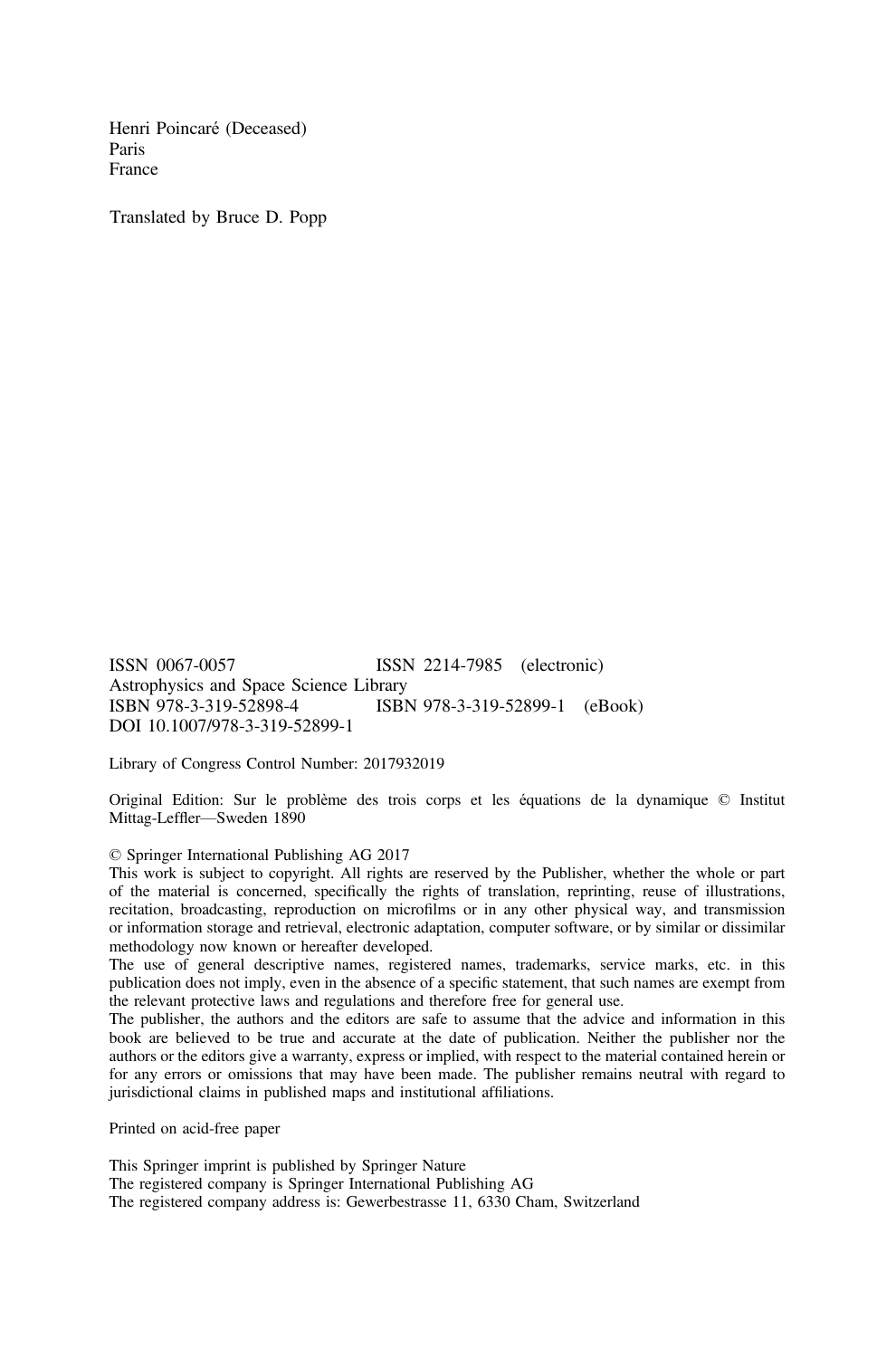Henri Poincaré (Deceased)
Paris
France

Translated by Bruce D. Popp

ISSN 0067-0057 ISSN 2214-7985 (electronic)
Astrophysics and Space Science Library
ISBN 978-3-319-52898-4 ISBN 978-3-319-52899-1 (eBook)
DOI 10.1007/978-3-319-52899-1

Library of Congress Control Number: 2017932019

Original Edition: Sur le problème des trois corps et les équations de la dynamique © Institut Mittag-Leffler—Sweden 1890

© Springer International Publishing AG 2017
This work is subject to copyright. All rights are reserved by the Publisher, whether the whole or part of the material is concerned, specifically the rights of translation, reprinting, reuse of illustrations, recitation, broadcasting, reproduction on microfilms or in any other physical way, and transmission or information storage and retrieval, electronic adaptation, computer software, or by similar or dissimilar methodology now known or hereafter developed.
The use of general descriptive names, registered names, trademarks, service marks, etc. in this publication does not imply, even in the absence of a specific statement, that such names are exempt from the relevant protective laws and regulations and therefore free for general use.
The publisher, the authors and the editors are safe to assume that the advice and information in this book are believed to be true and accurate at the date of publication. Neither the publisher nor the authors or the editors give a warranty, express or implied, with respect to the material contained herein or for any errors or omissions that may have been made. The publisher remains neutral with regard to jurisdictional claims in published maps and institutional affiliations.

Printed on acid-free paper

This Springer imprint is published by Springer Nature
The registered company is Springer International Publishing AG
The registered company address is: Gewerbestrasse 11, 6330 Cham, Switzerland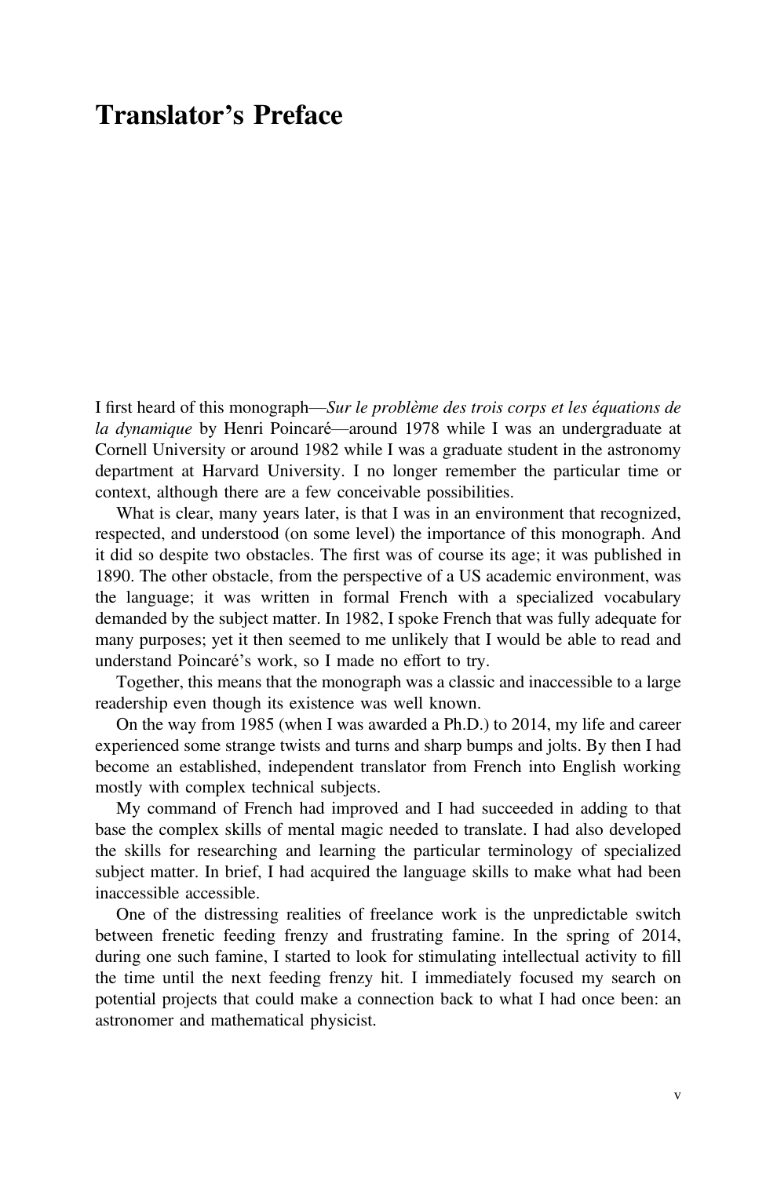# Translator's Preface

I first heard of this monograph—*Sur le problème des trois corps et les équations de la dynamique* by Henri Poincaré—around 1978 while I was an undergraduate at Cornell University or around 1982 while I was a graduate student in the astronomy department at Harvard University. I no longer remember the particular time or context, although there are a few conceivable possibilities.

What is clear, many years later, is that I was in an environment that recognized, respected, and understood (on some level) the importance of this monograph. And it did so despite two obstacles. The first was of course its age; it was published in 1890. The other obstacle, from the perspective of a US academic environment, was the language; it was written in formal French with a specialized vocabulary demanded by the subject matter. In 1982, I spoke French that was fully adequate for many purposes; yet it then seemed to me unlikely that I would be able to read and understand Poincaré's work, so I made no effort to try.

Together, this means that the monograph was a classic and inaccessible to a large readership even though its existence was well known.

On the way from 1985 (when I was awarded a Ph.D.) to 2014, my life and career experienced some strange twists and turns and sharp bumps and jolts. By then I had become an established, independent translator from French into English working mostly with complex technical subjects.

My command of French had improved and I had succeeded in adding to that base the complex skills of mental magic needed to translate. I had also developed the skills for researching and learning the particular terminology of specialized subject matter. In brief, I had acquired the language skills to make what had been inaccessible accessible.

One of the distressing realities of freelance work is the unpredictable switch between frenetic feeding frenzy and frustrating famine. In the spring of 2014, during one such famine, I started to look for stimulating intellectual activity to fill the time until the next feeding frenzy hit. I immediately focused my search on potential projects that could make a connection back to what I had once been: an astronomer and mathematical physicist.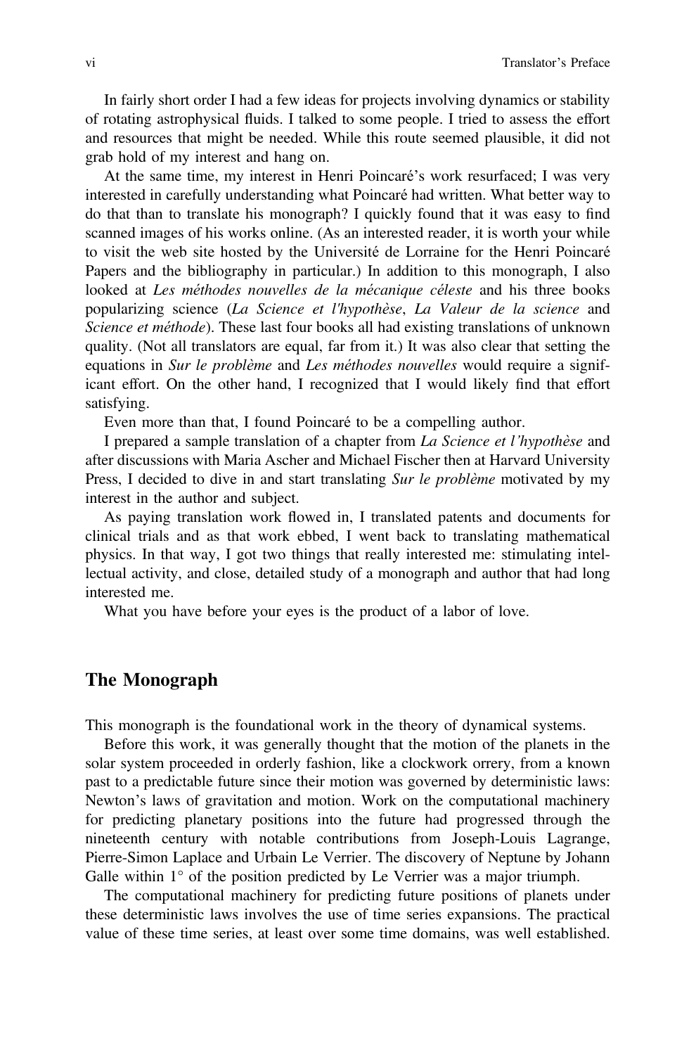In fairly short order I had a few ideas for projects involving dynamics or stability of rotating astrophysical fluids. I talked to some people. I tried to assess the effort and resources that might be needed. While this route seemed plausible, it did not grab hold of my interest and hang on.

At the same time, my interest in Henri Poincaré's work resurfaced; I was very interested in carefully understanding what Poincaré had written. What better way to do that than to translate his monograph? I quickly found that it was easy to find scanned images of his works online. (As an interested reader, it is worth your while to visit the web site hosted by the Université de Lorraine for the Henri Poincaré Papers and the bibliography in particular.) In addition to this monograph, I also looked at *Les méthodes nouvelles de la mécanique céleste* and his three books popularizing science (*La Science et l'hypothèse*, *La Valeur de la science* and *Science et méthode*). These last four books all had existing translations of unknown quality. (Not all translators are equal, far from it.) It was also clear that setting the equations in *Sur le problème* and *Les méthodes nouvelles* would require a significant effort. On the other hand, I recognized that I would likely find that effort satisfying.

Even more than that, I found Poincaré to be a compelling author.

I prepared a sample translation of a chapter from *La Science et l'hypothèse* and after discussions with Maria Ascher and Michael Fischer then at Harvard University Press, I decided to dive in and start translating *Sur le problème* motivated by my interest in the author and subject.

As paying translation work flowed in, I translated patents and documents for clinical trials and as that work ebbed, I went back to translating mathematical physics. In that way, I got two things that really interested me: stimulating intellectual activity, and close, detailed study of a monograph and author that had long interested me.

What you have before your eyes is the product of a labor of love.

## The Monograph

This monograph is the foundational work in the theory of dynamical systems.

Before this work, it was generally thought that the motion of the planets in the solar system proceeded in orderly fashion, like a clockwork orrery, from a known past to a predictable future since their motion was governed by deterministic laws: Newton's laws of gravitation and motion. Work on the computational machinery for predicting planetary positions into the future had progressed through the nineteenth century with notable contributions from Joseph-Louis Lagrange, Pierre-Simon Laplace and Urbain Le Verrier. The discovery of Neptune by Johann Galle within $1^\circ$ of the position predicted by Le Verrier was a major triumph.

The computational machinery for predicting future positions of planets under these deterministic laws involves the use of time series expansions. The practical value of these time series, at least over some time domains, was well established.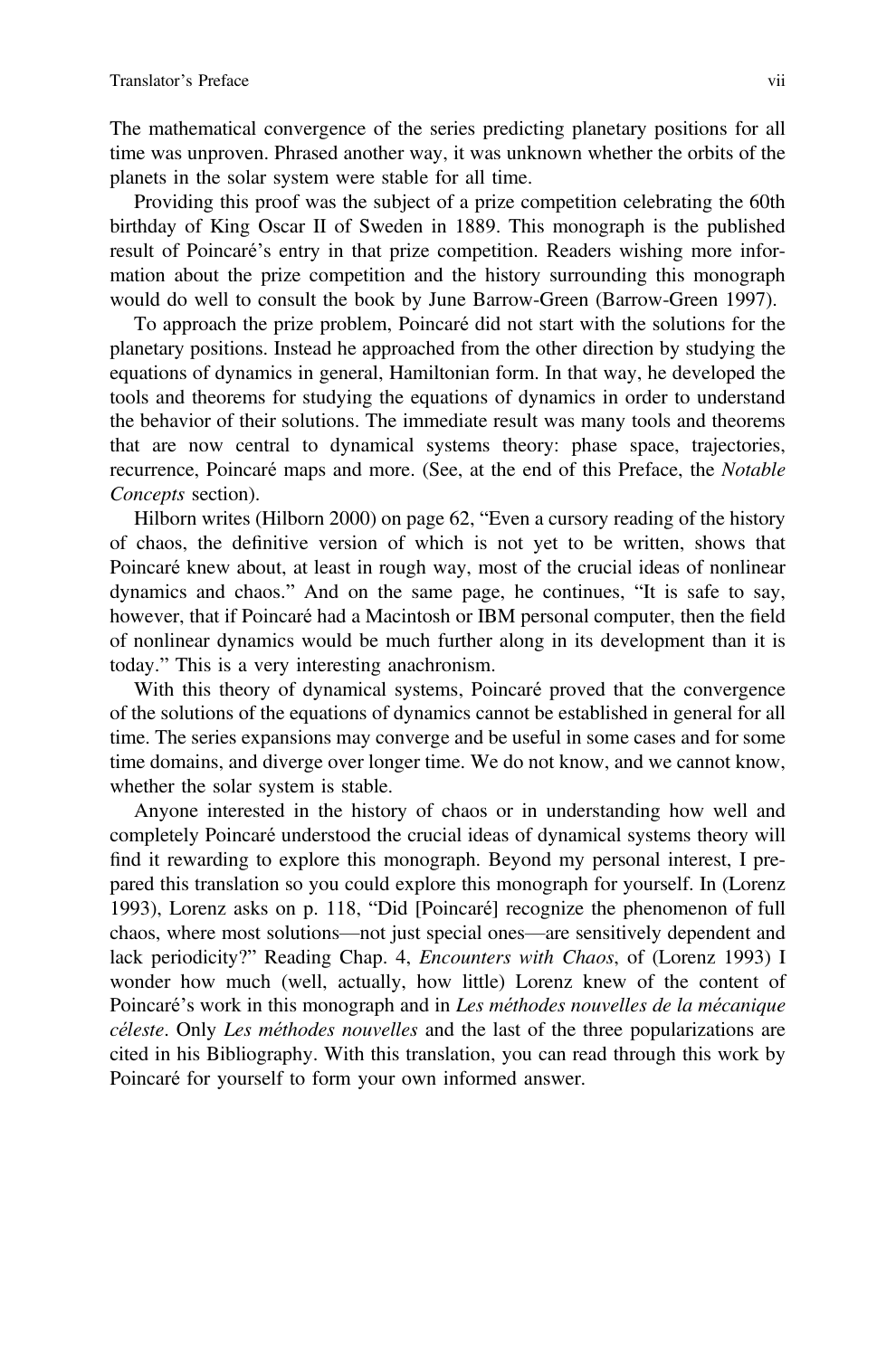The mathematical convergence of the series predicting planetary positions for all time was unproven. Phrased another way, it was unknown whether the orbits of the planets in the solar system were stable for all time.

Providing this proof was the subject of a prize competition celebrating the 60th birthday of King Oscar II of Sweden in 1889. This monograph is the published result of Poincaré's entry in that prize competition. Readers wishing more information about the prize competition and the history surrounding this monograph would do well to consult the book by June Barrow-Green (Barrow-Green 1997).

To approach the prize problem, Poincaré did not start with the solutions for the planetary positions. Instead he approached from the other direction by studying the equations of dynamics in general, Hamiltonian form. In that way, he developed the tools and theorems for studying the equations of dynamics in order to understand the behavior of their solutions. The immediate result was many tools and theorems that are now central to dynamical systems theory: phase space, trajectories, recurrence, Poincaré maps and more. (See, at the end of this Preface, the *Notable Concepts* section).

Hilborn writes (Hilborn 2000) on page 62, "Even a cursory reading of the history of chaos, the definitive version of which is not yet to be written, shows that Poincaré knew about, at least in rough way, most of the crucial ideas of nonlinear dynamics and chaos." And on the same page, he continues, "It is safe to say, however, that if Poincaré had a Macintosh or IBM personal computer, then the field of nonlinear dynamics would be much further along in its development than it is today." This is a very interesting anachronism.

With this theory of dynamical systems, Poincaré proved that the convergence of the solutions of the equations of dynamics cannot be established in general for all time. The series expansions may converge and be useful in some cases and for some time domains, and diverge over longer time. We do not know, and we cannot know, whether the solar system is stable.

Anyone interested in the history of chaos or in understanding how well and completely Poincaré understood the crucial ideas of dynamical systems theory will find it rewarding to explore this monograph. Beyond my personal interest, I prepared this translation so you could explore this monograph for yourself. In (Lorenz 1993), Lorenz asks on p. 118, "Did [Poincaré] recognize the phenomenon of full chaos, where most solutions—not just special ones—are sensitively dependent and lack periodicity?" Reading Chap. 4, *Encounters with Chaos*, of (Lorenz 1993) I wonder how much (well, actually, how little) Lorenz knew of the content of Poincaré's work in this monograph and in *Les méthodes nouvelles de la mécanique céleste*. Only *Les méthodes nouvelles* and the last of the three popularizations are cited in his Bibliography. With this translation, you can read through this work by Poincaré for yourself to form your own informed answer.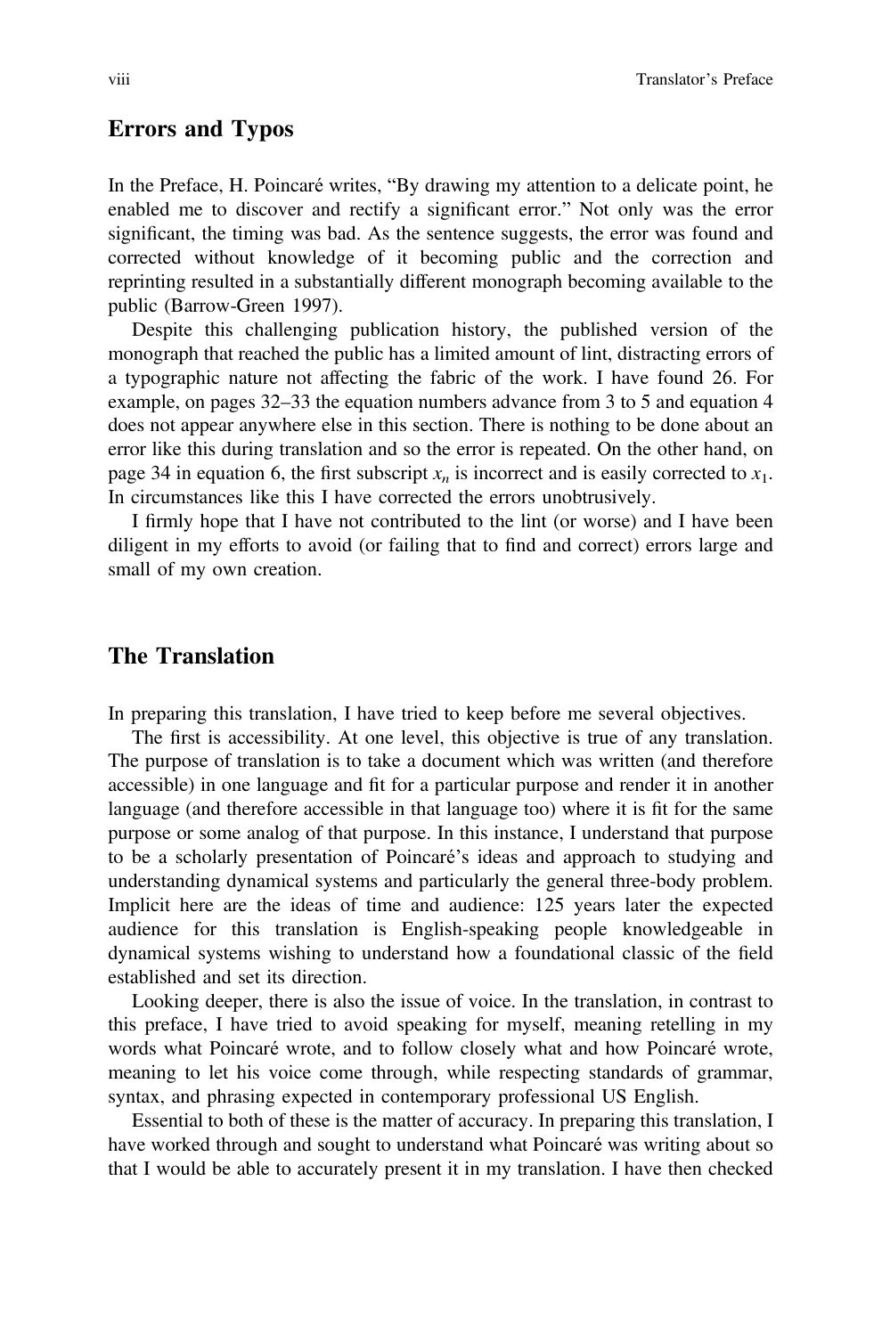## Errors and Typos

In the Preface, H. Poincaré writes, “By drawing my attention to a delicate point, he enabled me to discover and rectify a significant error.” Not only was the error significant, the timing was bad. As the sentence suggests, the error was found and corrected without knowledge of it becoming public and the correction and reprinting resulted in a substantially different monograph becoming available to the public (Barrow-Green 1997).

Despite this challenging publication history, the published version of the monograph that reached the public has a limited amount of lint, distracting errors of a typographic nature not affecting the fabric of the work. I have found 26. For example, on pages 32–33 the equation numbers advance from 3 to 5 and equation 4 does not appear anywhere else in this section. There is nothing to be done about an error like this during translation and so the error is repeated. On the other hand, on page 34 in equation 6, the first subscript $x_n$ is incorrect and is easily corrected to $x_1$. In circumstances like this I have corrected the errors unobtrusively.

I firmly hope that I have not contributed to the lint (or worse) and I have been diligent in my efforts to avoid (or failing that to find and correct) errors large and small of my own creation.

## The Translation

In preparing this translation, I have tried to keep before me several objectives.

The first is accessibility. At one level, this objective is true of any translation. The purpose of translation is to take a document which was written (and therefore accessible) in one language and fit for a particular purpose and render it in another language (and therefore accessible in that language too) where it is fit for the same purpose or some analog of that purpose. In this instance, I understand that purpose to be a scholarly presentation of Poincaré’s ideas and approach to studying and understanding dynamical systems and particularly the general three-body problem. Implicit here are the ideas of time and audience: 125 years later the expected audience for this translation is English-speaking people knowledgeable in dynamical systems wishing to understand how a foundational classic of the field established and set its direction.

Looking deeper, there is also the issue of voice. In the translation, in contrast to this preface, I have tried to avoid speaking for myself, meaning retelling in my words what Poincaré wrote, and to follow closely what and how Poincaré wrote, meaning to let his voice come through, while respecting standards of grammar, syntax, and phrasing expected in contemporary professional US English.

Essential to both of these is the matter of accuracy. In preparing this translation, I have worked through and sought to understand what Poincaré was writing about so that I would be able to accurately present it in my translation. I have then checked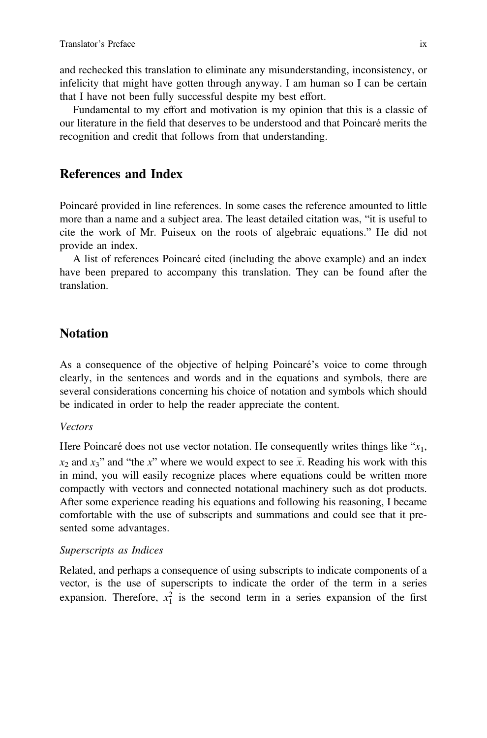and rechecked this translation to eliminate any misunderstanding, inconsistency, or infelicity that might have gotten through anyway. I am human so I can be certain that I have not been fully successful despite my best effort.

Fundamental to my effort and motivation is my opinion that this is a classic of our literature in the field that deserves to be understood and that Poincaré merits the recognition and credit that follows from that understanding.

## References and Index

Poincaré provided in line references. In some cases the reference amounted to little more than a name and a subject area. The least detailed citation was, "it is useful to cite the work of Mr. Puiseux on the roots of algebraic equations." He did not provide an index.

A list of references Poincaré cited (including the above example) and an index have been prepared to accompany this translation. They can be found after the translation.

## Notation

As a consequence of the objective of helping Poincaré's voice to come through clearly, in the sentences and words and in the equations and symbols, there are several considerations concerning his choice of notation and symbols which should be indicated in order to help the reader appreciate the content.

*Vectors*

Here Poincaré does not use vector notation. He consequently writes things like "$x_1$, $x_2$ and $x_3$" and "the $x$" where we would expect to see $\vec{x}$. Reading his work with this in mind, you will easily recognize places where equations could be written more compactly with vectors and connected notational machinery such as dot products. After some experience reading his equations and following his reasoning, I became comfortable with the use of subscripts and summations and could see that it presented some advantages.

*Superscripts as Indices*

Related, and perhaps a consequence of using subscripts to indicate components of a vector, is the use of superscripts to indicate the order of the term in a series expansion. Therefore, $x_1^2$ is the second term in a series expansion of the first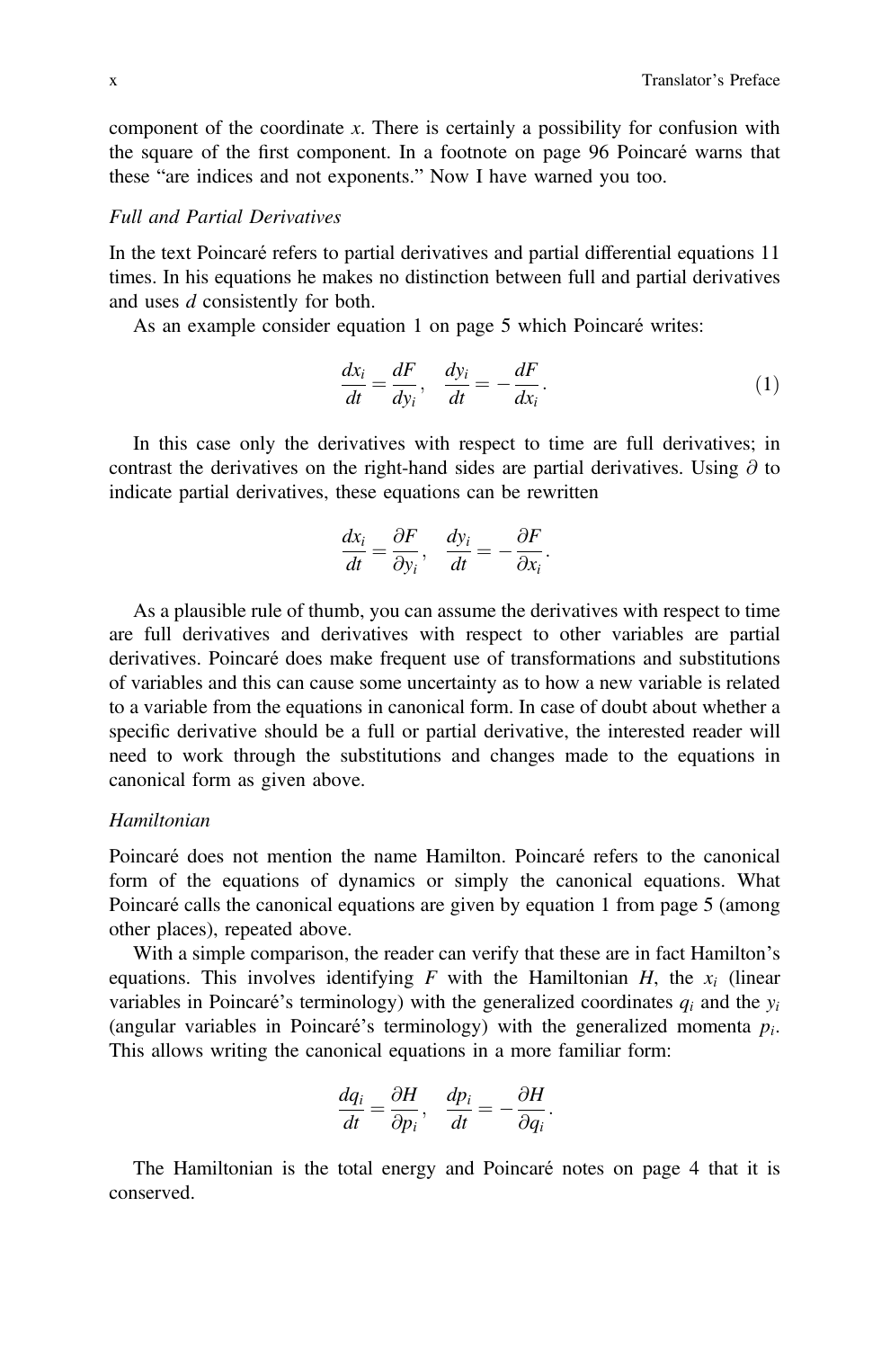component of the coordinate $x$. There is certainly a possibility for confusion with the square of the first component. In a footnote on page 96 Poincaré warns that these "are indices and not exponents." Now I have warned you too.

*Full and Partial Derivatives*

In the text Poincaré refers to partial derivatives and partial differential equations 11 times. In his equations he makes no distinction between full and partial derivatives and uses $d$ consistently for both.

As an example consider equation 1 on page 5 which Poincaré writes:

$$\frac{dx_i}{dt} = \frac{dF}{dy_i}, \quad \frac{dy_i}{dt} = -\frac{dF}{dx_i}. \tag{1}$$

In this case only the derivatives with respect to time are full derivatives; in contrast the derivatives on the right-hand sides are partial derivatives. Using $\partial$ to indicate partial derivatives, these equations can be rewritten

$$\frac{dx_i}{dt} = \frac{\partial F}{\partial y_i}, \quad \frac{dy_i}{dt} = -\frac{\partial F}{\partial x_i}.$$

As a plausible rule of thumb, you can assume the derivatives with respect to time are full derivatives and derivatives with respect to other variables are partial derivatives. Poincaré does make frequent use of transformations and substitutions of variables and this can cause some uncertainty as to how a new variable is related to a variable from the equations in canonical form. In case of doubt about whether a specific derivative should be a full or partial derivative, the interested reader will need to work through the substitutions and changes made to the equations in canonical form as given above.

*Hamiltonian*

Poincaré does not mention the name Hamilton. Poincaré refers to the canonical form of the equations of dynamics or simply the canonical equations. What Poincaré calls the canonical equations are given by equation 1 from page 5 (among other places), repeated above.

With a simple comparison, the reader can verify that these are in fact Hamilton's equations. This involves identifying $F$ with the Hamiltonian $H$, the $x_i$ (linear variables in Poincaré's terminology) with the generalized coordinates $q_i$ and the $y_i$ (angular variables in Poincaré's terminology) with the generalized momenta $p_i$. This allows writing the canonical equations in a more familiar form:

$$\frac{dq_i}{dt} = \frac{\partial H}{\partial p_i}, \quad \frac{dp_i}{dt} = -\frac{\partial H}{\partial q_i}.$$

The Hamiltonian is the total energy and Poincaré notes on page 4 that it is conserved.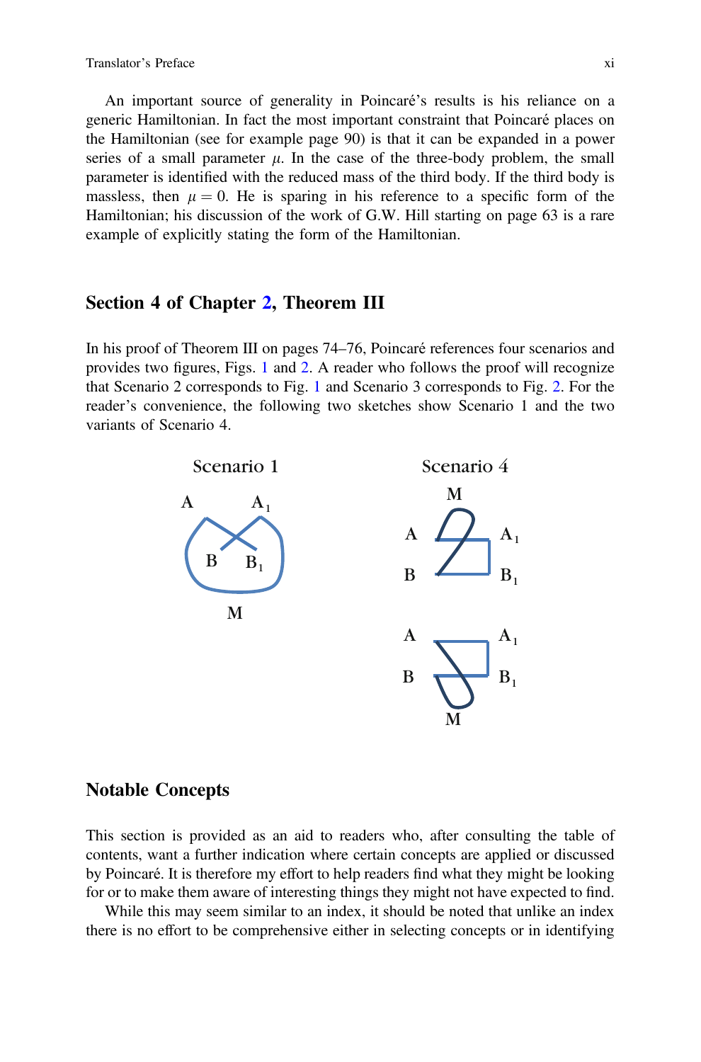An important source of generality in Poincaré's results is his reliance on a generic Hamiltonian. In fact the most important constraint that Poincaré places on the Hamiltonian (see for example page 90) is that it can be expanded in a power series of a small parameter $\mu$. In the case of the three-body problem, the small parameter is identified with the reduced mass of the third body. If the third body is massless, then $\mu = 0$. He is sparing in his reference to a specific form of the Hamiltonian; his discussion of the work of G.W. Hill starting on page 63 is a rare example of explicitly stating the form of the Hamiltonian.

## Section 4 of Chapter 2, Theorem III

In his proof of Theorem III on pages 74–76, Poincaré references four scenarios and provides two figures, Figs. 1 and 2. A reader who follows the proof will recognize that Scenario 2 corresponds to Fig. 1 and Scenario 3 corresponds to Fig. 2. For the reader's convenience, the following two sketches show Scenario 1 and the two variants of Scenario 4.

Scenario 1

Scenario 4

## Notable Concepts

This section is provided as an aid to readers who, after consulting the table of contents, want a further indication where certain concepts are applied or discussed by Poincaré. It is therefore my effort to help readers find what they might be looking for or to make them aware of interesting things they might not have expected to find.

While this may seem similar to an index, it should be noted that unlike an index there is no effort to be comprehensive either in selecting concepts or in identifying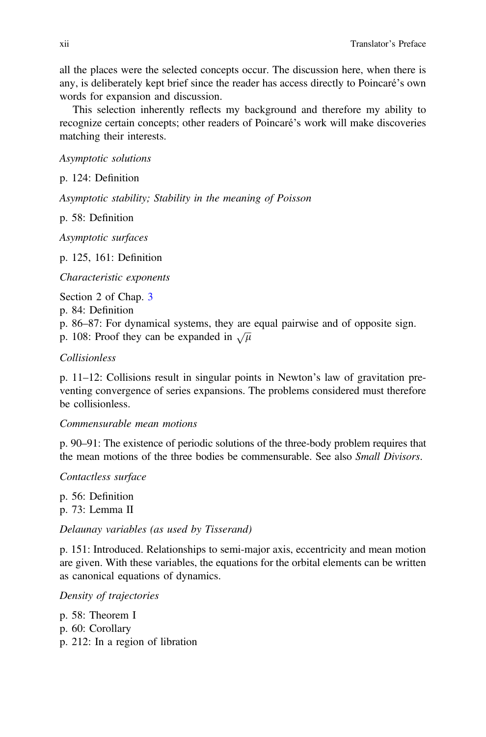all the places were the selected concepts occur. The discussion here, when there is any, is deliberately kept brief since the reader has access directly to Poincaré's own words for expansion and discussion.

This selection inherently reflects my background and therefore my ability to recognize certain concepts; other readers of Poincaré's work will make discoveries matching their interests.

*Asymptotic solutions*

p. 124: Definition

*Asymptotic stability; Stability in the meaning of Poisson*

p. 58: Definition

*Asymptotic surfaces*

p. 125, 161: Definition

*Characteristic exponents*

Section 2 of Chap. 3  
p. 84: Definition  
p. 86–87: For dynamical systems, they are equal pairwise and of opposite sign.  
p. 108: Proof they can be expanded in $\sqrt{\mu}$

*Collisionless*

p. 11–12: Collisions result in singular points in Newton's law of gravitation preventing convergence of series expansions. The problems considered must therefore be collisionless.

*Commensurable mean motions*

p. 90–91: The existence of periodic solutions of the three-body problem requires that the mean motions of the three bodies be commensurable. See also *Small Divisors*.

*Contactless surface*

p. 56: Definition  
p. 73: Lemma II

*Delaunay variables (as used by Tisserand)*

p. 151: Introduced. Relationships to semi-major axis, eccentricity and mean motion are given. With these variables, the equations for the orbital elements can be written as canonical equations of dynamics.

*Density of trajectories*

p. 58: Theorem I  
p. 60: Corollary  
p. 212: In a region of libration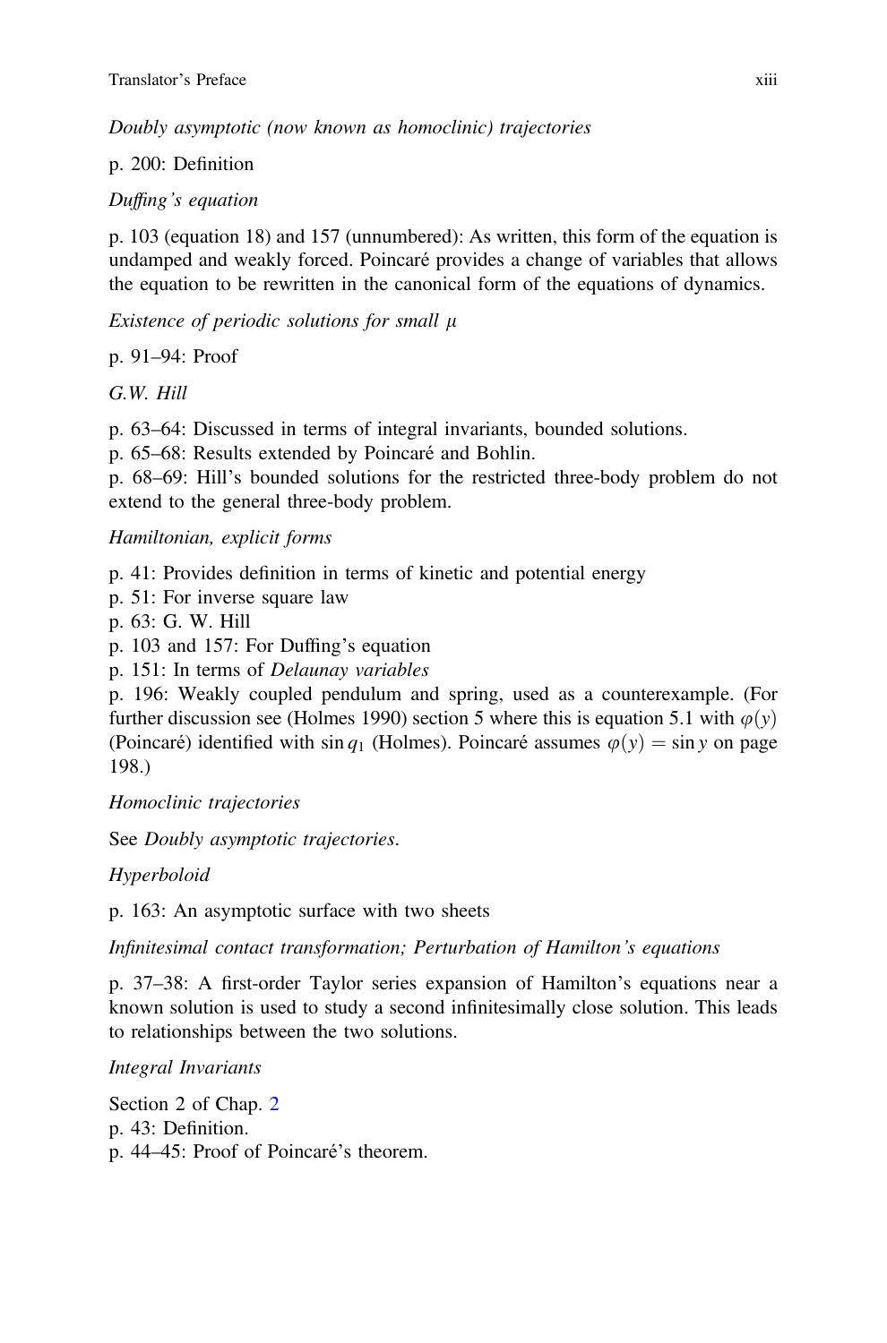*Doubly asymptotic (now known as homoclinic) trajectories*

p. 200: Definition

*Duffing's equation*

p. 103 (equation 18) and 157 (unnumbered): As written, this form of the equation is undamped and weakly forced. Poincaré provides a change of variables that allows the equation to be rewritten in the canonical form of the equations of dynamics.

*Existence of periodic solutions for small* $\mu$

p. 91–94: Proof

*G.W. Hill*

p. 63–64: Discussed in terms of integral invariants, bounded solutions.
p. 65–68: Results extended by Poincaré and Bohlin.
p. 68–69: Hill's bounded solutions for the restricted three-body problem do not extend to the general three-body problem.

*Hamiltonian, explicit forms*

p. 41: Provides definition in terms of kinetic and potential energy
p. 51: For inverse square law
p. 63: G. W. Hill
p. 103 and 157: For Duffing's equation
p. 151: In terms of *Delaunay variables*
p. 196: Weakly coupled pendulum and spring, used as a counterexample. (For further discussion see (Holmes 1990) section 5 where this is equation 5.1 with $\varphi(y)$ (Poincaré) identified with $\sin q_1$ (Holmes). Poincaré assumes $\varphi(y) = \sin y$ on page 198.)

*Homoclinic trajectories*

See *Doubly asymptotic trajectories*.

*Hyperboloid*

p. 163: An asymptotic surface with two sheets

*Infinitesimal contact transformation; Perturbation of Hamilton's equations*

p. 37–38: A first-order Taylor series expansion of Hamilton's equations near a known solution is used to study a second infinitesimally close solution. This leads to relationships between the two solutions.

*Integral Invariants*

Section 2 of Chap. 2
p. 43: Definition.
p. 44–45: Proof of Poincaré's theorem.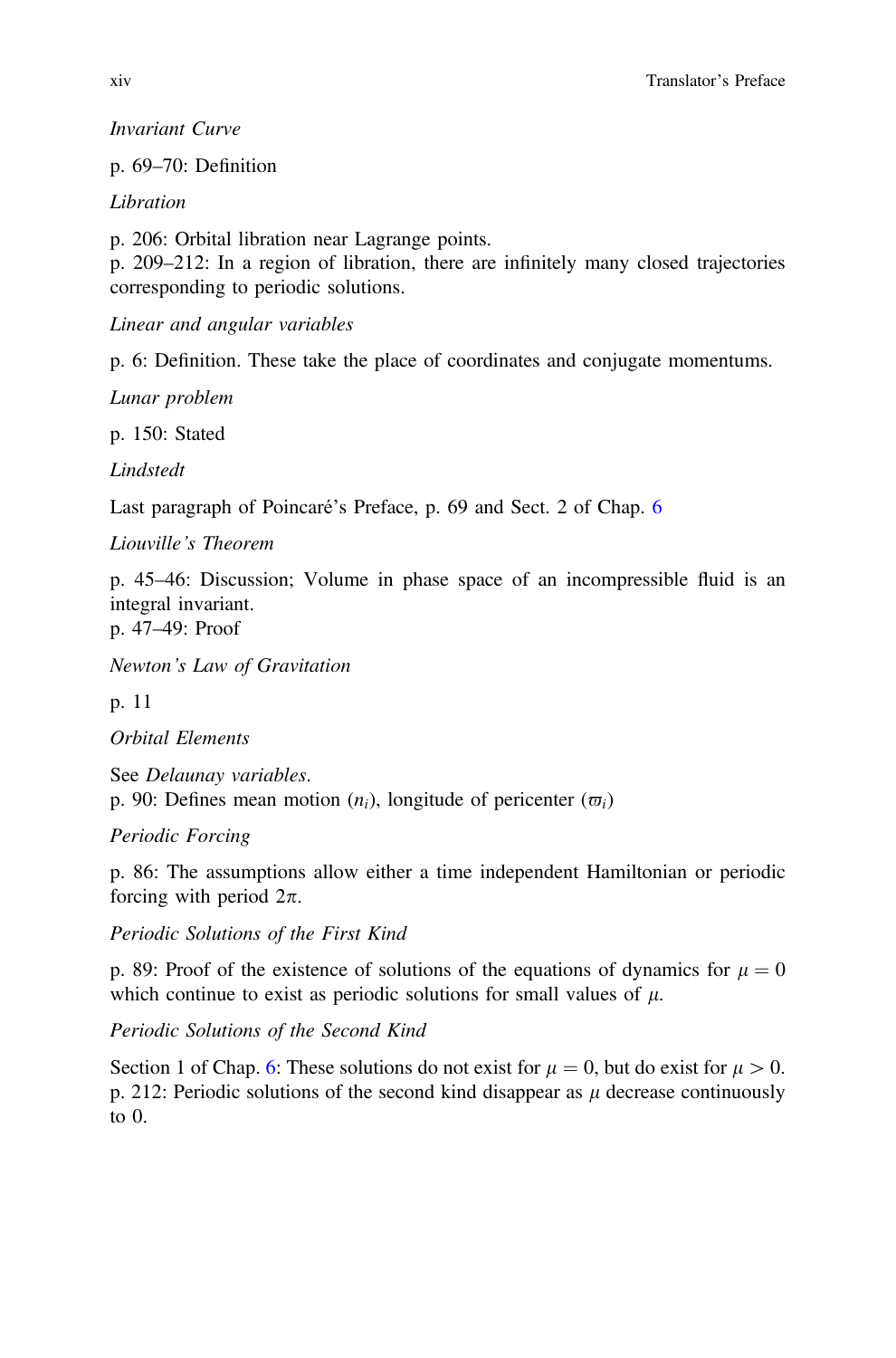*Invariant Curve*

p. 69–70: Definition

*Libration*

p. 206: Orbital libration near Lagrange points.
p. 209–212: In a region of libration, there are infinitely many closed trajectories corresponding to periodic solutions.

*Linear and angular variables*

p. 6: Definition. These take the place of coordinates and conjugate momentums.

*Lunar problem*

p. 150: Stated

*Lindstedt*

Last paragraph of Poincaré's Preface, p. 69 and Sect. 2 of Chap. 6

*Liouville's Theorem*

p. 45–46: Discussion; Volume in phase space of an incompressible fluid is an integral invariant.
p. 47–49: Proof

*Newton's Law of Gravitation*

p. 11

*Orbital Elements*

See *Delaunay variables*.
p. 90: Defines mean motion ($n_i$), longitude of pericenter ($\varpi_i$)

*Periodic Forcing*

p. 86: The assumptions allow either a time independent Hamiltonian or periodic forcing with period $2\pi$.

*Periodic Solutions of the First Kind*

p. 89: Proof of the existence of solutions of the equations of dynamics for $\mu = 0$ which continue to exist as periodic solutions for small values of $\mu$.

*Periodic Solutions of the Second Kind*

Section 1 of Chap. 6: These solutions do not exist for $\mu = 0$, but do exist for $\mu > 0$.
p. 212: Periodic solutions of the second kind disappear as $\mu$ decrease continuously to 0.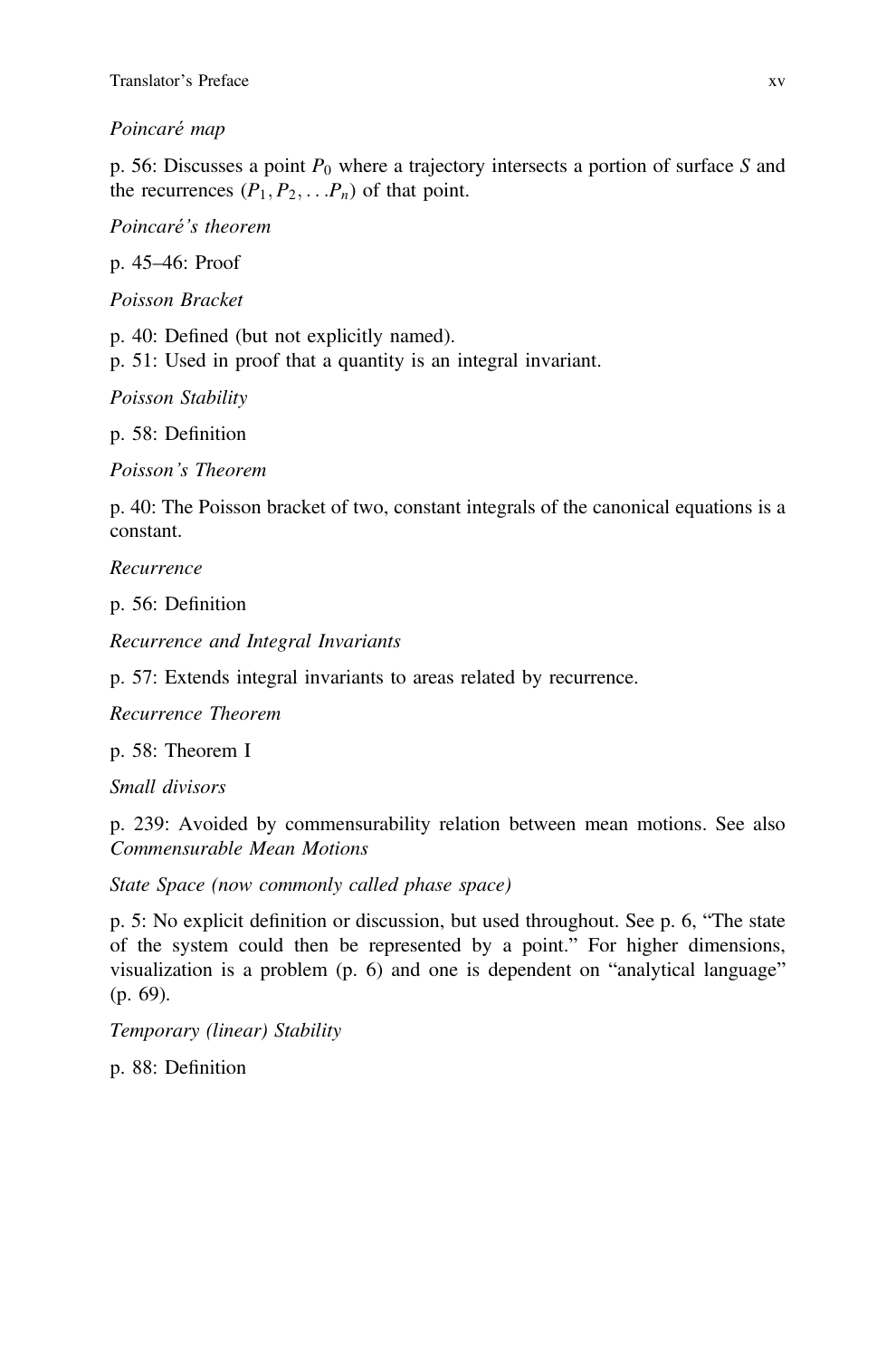*Poincaré map*

p. 56: Discusses a point $P_0$ where a trajectory intersects a portion of surface $S$ and the recurrences $(P_1, P_2, \ldots P_n)$ of that point.

*Poincaré's theorem*

p. 45–46: Proof

*Poisson Bracket*

p. 40: Defined (but not explicitly named).
p. 51: Used in proof that a quantity is an integral invariant.

*Poisson Stability*

p. 58: Definition

*Poisson's Theorem*

p. 40: The Poisson bracket of two, constant integrals of the canonical equations is a constant.

*Recurrence*

p. 56: Definition

*Recurrence and Integral Invariants*

p. 57: Extends integral invariants to areas related by recurrence.

*Recurrence Theorem*

p. 58: Theorem I

*Small divisors*

p. 239: Avoided by commensurability relation between mean motions. See also *Commensurable Mean Motions*

*State Space (now commonly called phase space)*

p. 5: No explicit definition or discussion, but used throughout. See p. 6, "The state of the system could then be represented by a point." For higher dimensions, visualization is a problem (p. 6) and one is dependent on "analytical language" (p. 69).

*Temporary (linear) Stability*

p. 88: Definition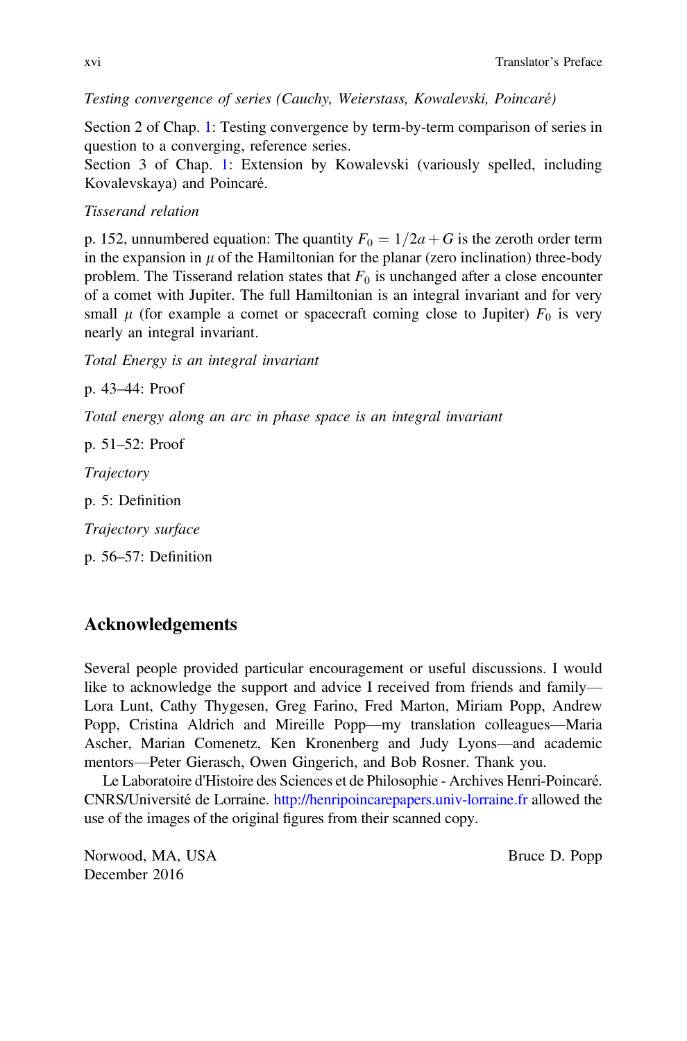*Testing convergence of series (Cauchy, Weierstass, Kowalevski, Poincaré)*

Section 2 of Chap. 1: Testing convergence by term-by-term comparison of series in question to a converging, reference series.
Section 3 of Chap. 1: Extension by Kowalevski (variously spelled, including Kovalevskaya) and Poincaré.

*Tisserand relation*

p. 152, unnumbered equation: The quantity $F_0 = 1/2a + G$ is the zeroth order term in the expansion in $\mu$ of the Hamiltonian for the planar (zero inclination) three-body problem. The Tisserand relation states that $F_0$ is unchanged after a close encounter of a comet with Jupiter. The full Hamiltonian is an integral invariant and for very small $\mu$ (for example a comet or spacecraft coming close to Jupiter) $F_0$ is very nearly an integral invariant.

*Total Energy is an integral invariant*

p. 43–44: Proof

*Total energy along an arc in phase space is an integral invariant*

p. 51–52: Proof

*Trajectory*

p. 5: Definition

*Trajectory surface*

p. 56–57: Definition

## Acknowledgements

Several people provided particular encouragement or useful discussions. I would like to acknowledge the support and advice I received from friends and family—Lora Lunt, Cathy Thygesen, Greg Farino, Fred Marton, Miriam Popp, Andrew Popp, Cristina Aldrich and Mireille Popp—my translation colleagues—Maria Ascher, Marian Comenetz, Ken Kronenberg and Judy Lyons—and academic mentors—Peter Gierasch, Owen Gingerich, and Bob Rosner. Thank you.

Le Laboratoire d'Histoire des Sciences et de Philosophie - Archives Henri-Poincaré. CNRS/Université de Lorraine. http://henripoincarepapers.univ-lorraine.fr allowed the use of the images of the original figures from their scanned copy.

Norwood, MA, USA
December 2016

Bruce D. Popp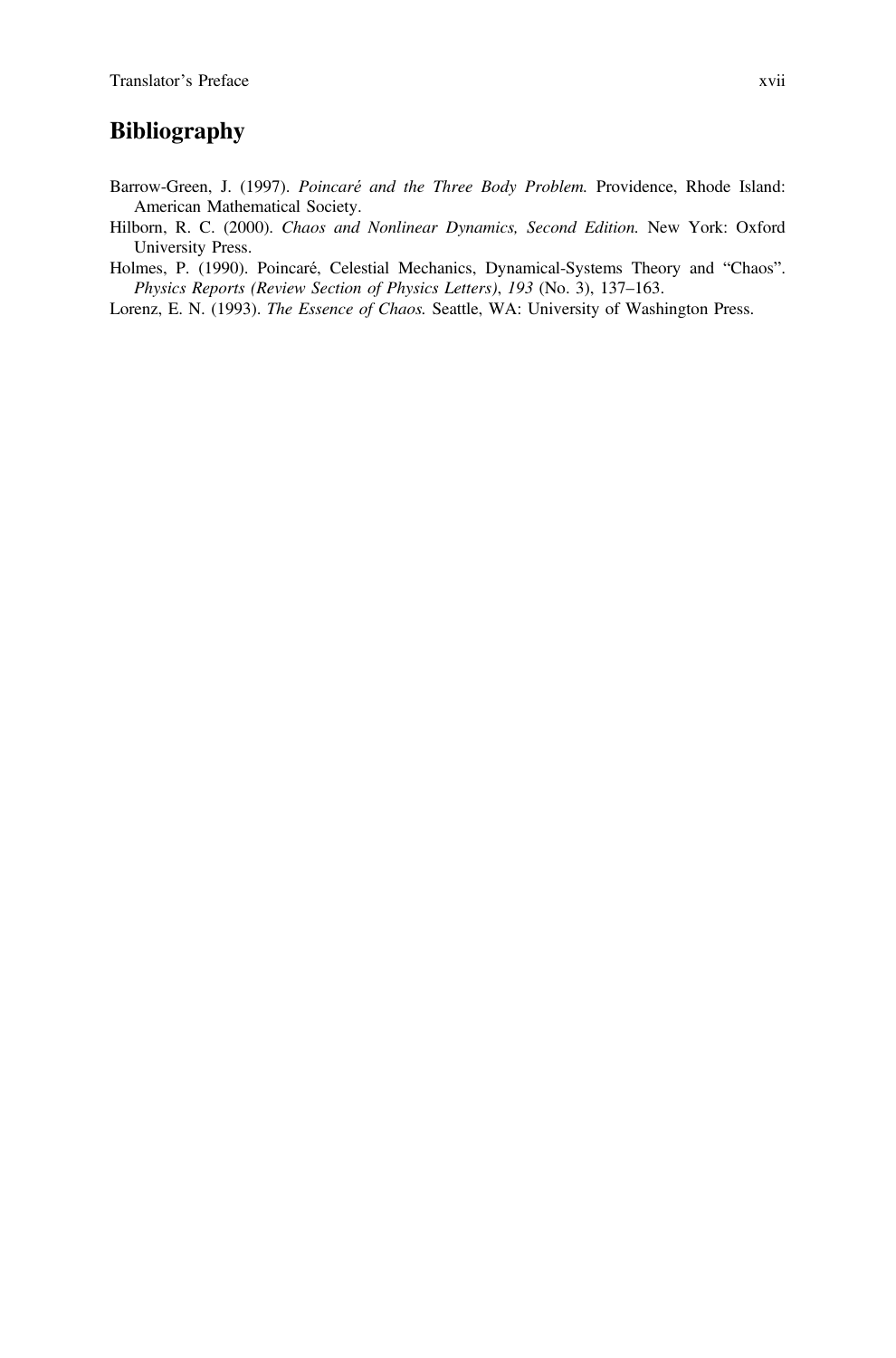## Bibliography

Barrow-Green, J. (1997). *Poincaré and the Three Body Problem.* Providence, Rhode Island: American Mathematical Society.

Hilborn, R. C. (2000). *Chaos and Nonlinear Dynamics, Second Edition.* New York: Oxford University Press.

Holmes, P. (1990). Poincaré, Celestial Mechanics, Dynamical-Systems Theory and "Chaos". *Physics Reports (Review Section of Physics Letters)*, *193* (No. 3), 137–163.

Lorenz, E. N. (1993). *The Essence of Chaos.* Seattle, WA: University of Washington Press.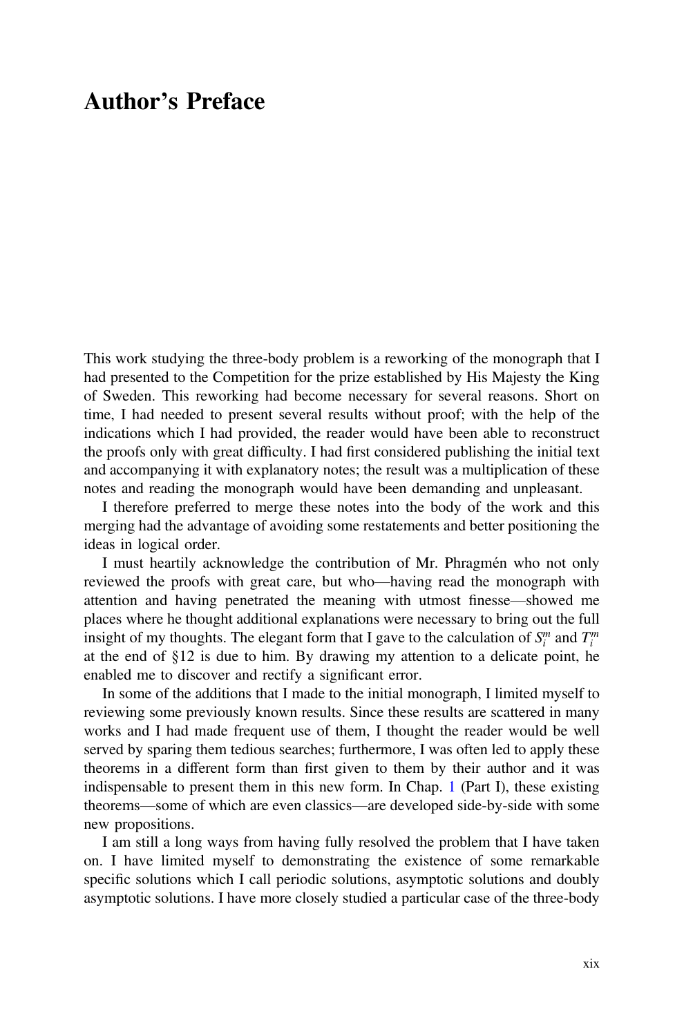# Author's Preface

This work studying the three-body problem is a reworking of the monograph that I had presented to the Competition for the prize established by His Majesty the King of Sweden. This reworking had become necessary for several reasons. Short on time, I had needed to present several results without proof; with the help of the indications which I had provided, the reader would have been able to reconstruct the proofs only with great difficulty. I had first considered publishing the initial text and accompanying it with explanatory notes; the result was a multiplication of these notes and reading the monograph would have been demanding and unpleasant.

I therefore preferred to merge these notes into the body of the work and this merging had the advantage of avoiding some restatements and better positioning the ideas in logical order.

I must heartily acknowledge the contribution of Mr. Phragmén who not only reviewed the proofs with great care, but who—having read the monograph with attention and having penetrated the meaning with utmost finesse—showed me places where he thought additional explanations were necessary to bring out the full insight of my thoughts. The elegant form that I gave to the calculation of $S_i^m$ and $T_i^m$ at the end of §12 is due to him. By drawing my attention to a delicate point, he enabled me to discover and rectify a significant error.

In some of the additions that I made to the initial monograph, I limited myself to reviewing some previously known results. Since these results are scattered in many works and I had made frequent use of them, I thought the reader would be well served by sparing them tedious searches; furthermore, I was often led to apply these theorems in a different form than first given to them by their author and it was indispensable to present them in this new form. In Chap. 1 (Part I), these existing theorems—some of which are even classics—are developed side-by-side with some new propositions.

I am still a long ways from having fully resolved the problem that I have taken on. I have limited myself to demonstrating the existence of some remarkable specific solutions which I call periodic solutions, asymptotic solutions and doubly asymptotic solutions. I have more closely studied a particular case of the three-body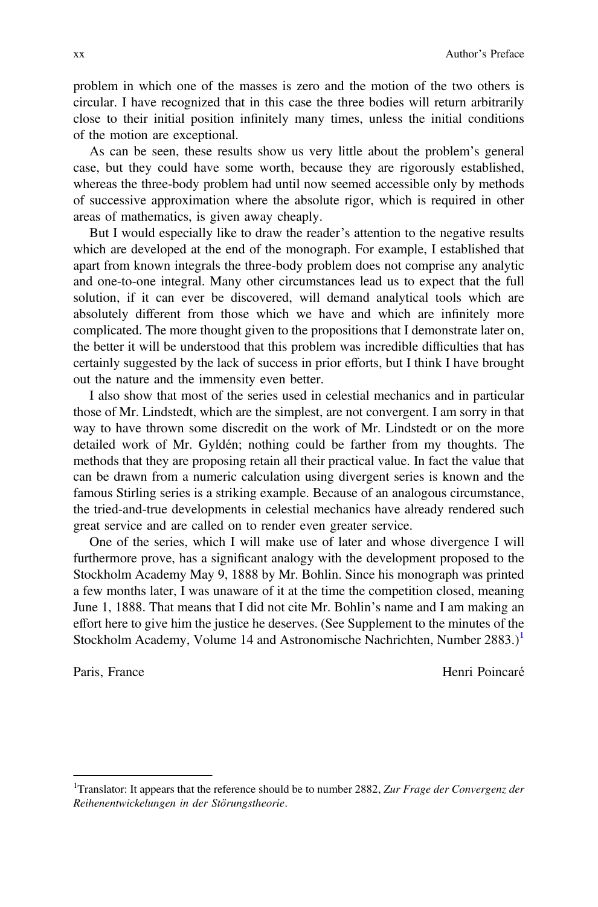problem in which one of the masses is zero and the motion of the two others is circular. I have recognized that in this case the three bodies will return arbitrarily close to their initial position infinitely many times, unless the initial conditions of the motion are exceptional.

As can be seen, these results show us very little about the problem's general case, but they could have some worth, because they are rigorously established, whereas the three-body problem had until now seemed accessible only by methods of successive approximation where the absolute rigor, which is required in other areas of mathematics, is given away cheaply.

But I would especially like to draw the reader's attention to the negative results which are developed at the end of the monograph. For example, I established that apart from known integrals the three-body problem does not comprise any analytic and one-to-one integral. Many other circumstances lead us to expect that the full solution, if it can ever be discovered, will demand analytical tools which are absolutely different from those which we have and which are infinitely more complicated. The more thought given to the propositions that I demonstrate later on, the better it will be understood that this problem was incredible difficulties that has certainly suggested by the lack of success in prior efforts, but I think I have brought out the nature and the immensity even better.

I also show that most of the series used in celestial mechanics and in particular those of Mr. Lindstedt, which are the simplest, are not convergent. I am sorry in that way to have thrown some discredit on the work of Mr. Lindstedt or on the more detailed work of Mr. Gyldén; nothing could be farther from my thoughts. The methods that they are proposing retain all their practical value. In fact the value that can be drawn from a numeric calculation using divergent series is known and the famous Stirling series is a striking example. Because of an analogous circumstance, the tried-and-true developments in celestial mechanics have already rendered such great service and are called on to render even greater service.

One of the series, which I will make use of later and whose divergence I will furthermore prove, has a significant analogy with the development proposed to the Stockholm Academy May 9, 1888 by Mr. Bohlin. Since his monograph was printed a few months later, I was unaware of it at the time the competition closed, meaning June 1, 1888. That means that I did not cite Mr. Bohlin's name and I am making an effort here to give him the justice he deserves. (See Supplement to the minutes of the Stockholm Academy, Volume 14 and Astronomische Nachrichten, Number 2883.)[1]

Paris, France

Henri Poincaré

---

[1] Translator: It appears that the reference should be to number 2882, *Zur Frage der Convergenz der Reihenentwickelungen in der Störungstheorie*.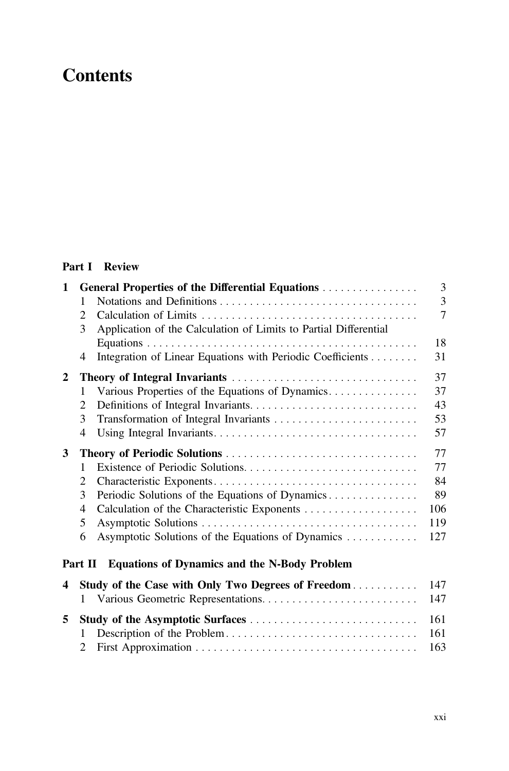# Contents

## Part I Review

| | | |
|---|---|---|
| **1** | **General Properties of the Differential Equations** | 3 |
| | 1 Notations and Definitions | 3 |
| | 2 Calculation of Limits | 7 |
| | 3 Application of the Calculation of Limits to Partial Differential Equations | 18 |
| | 4 Integration of Linear Equations with Periodic Coefficients | 31 |
| **2** | **Theory of Integral Invariants** | 37 |
| | 1 Various Properties of the Equations of Dynamics | 37 |
| | 2 Definitions of Integral Invariants | 43 |
| | 3 Transformation of Integral Invariants | 53 |
| | 4 Using Integral Invariants | 57 |
| **3** | **Theory of Periodic Solutions** | 77 |
| | 1 Existence of Periodic Solutions | 77 |
| | 2 Characteristic Exponents | 84 |
| | 3 Periodic Solutions of the Equations of Dynamics | 89 |
| | 4 Calculation of the Characteristic Exponents | 106 |
| | 5 Asymptotic Solutions | 119 |
| | 6 Asymptotic Solutions of the Equations of Dynamics | 127 |

## Part II Equations of Dynamics and the N-Body Problem

| | | |
|---|---|---|
| **4** | **Study of the Case with Only Two Degrees of Freedom** | 147 |
| | 1 Various Geometric Representations | 147 |
| **5** | **Study of the Asymptotic Surfaces** | 161 |
| | 1 Description of the Problem | 161 |
| | 2 First Approximation | 163 |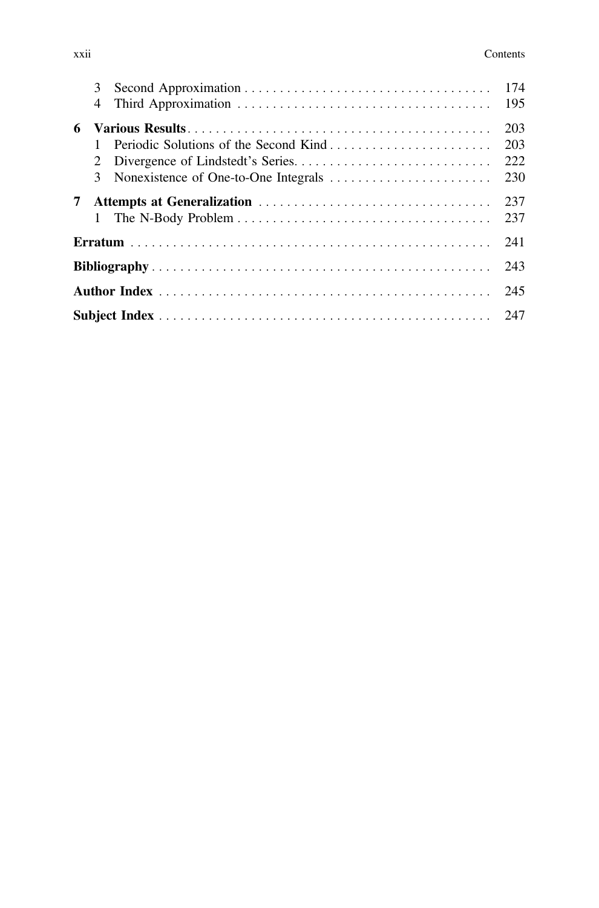3 Second Approximation . . . . . . . . . . . . . . . . . . . . . . . . . . . . . . . . . . . 174
4 Third Approximation . . . . . . . . . . . . . . . . . . . . . . . . . . . . . . . . . . . . 195

**6 Various Results** . . . . . . . . . . . . . . . . . . . . . . . . . . . . . . . . . . . . . . . . . . . 203
1 Periodic Solutions of the Second Kind . . . . . . . . . . . . . . . . . . . . . . . 203
2 Divergence of Lindstedt's Series. . . . . . . . . . . . . . . . . . . . . . . . . . . . 222
3 Nonexistence of One-to-One Integrals . . . . . . . . . . . . . . . . . . . . . . . 230

**7 Attempts at Generalization** . . . . . . . . . . . . . . . . . . . . . . . . . . . . . . . . . 237
1 The N-Body Problem . . . . . . . . . . . . . . . . . . . . . . . . . . . . . . . . . . . . 237

**Erratum** . . . . . . . . . . . . . . . . . . . . . . . . . . . . . . . . . . . . . . . . . . . . . . . . . . . 241

**Bibliography** . . . . . . . . . . . . . . . . . . . . . . . . . . . . . . . . . . . . . . . . . . . . . . . . 243

**Author Index** . . . . . . . . . . . . . . . . . . . . . . . . . . . . . . . . . . . . . . . . . . . . . . . 245

**Subject Index** . . . . . . . . . . . . . . . . . . . . . . . . . . . . . . . . . . . . . . . . . . . . . . . 247